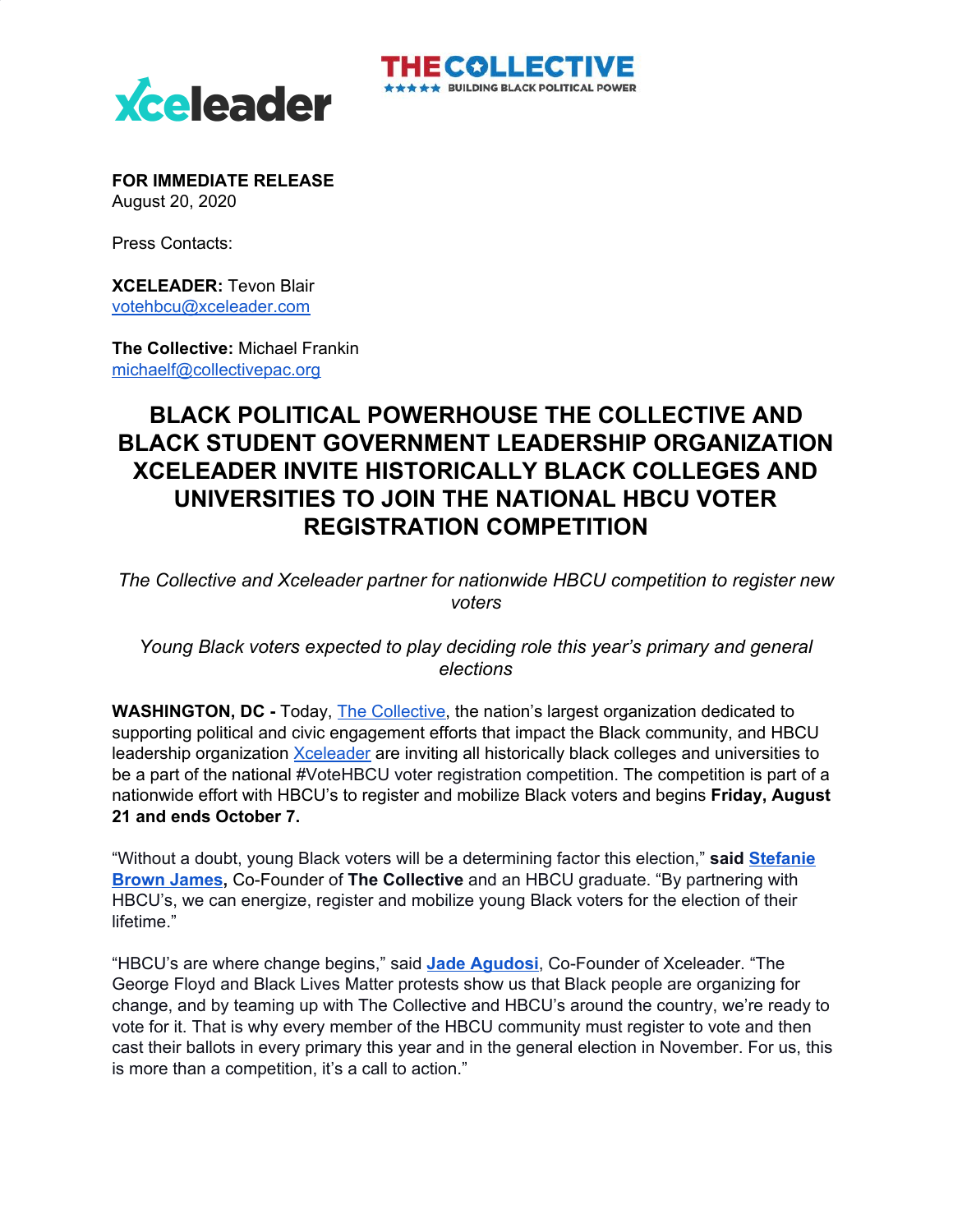xceleader

THE COLLECTIVE
★★★★★ BUILDING BLACK POLITICAL POWER

**FOR IMMEDIATE RELEASE**
August 20, 2020

Press Contacts:

**XCELEADER:** Tevon Blair
votehbcu@xceleader.com

**The Collective:** Michael Frankin
michaelf@collectivepac.org

# BLACK POLITICAL POWERHOUSE THE COLLECTIVE AND BLACK STUDENT GOVERNMENT LEADERSHIP ORGANIZATION XCELEADER INVITE HISTORICALLY BLACK COLLEGES AND UNIVERSITIES TO JOIN THE NATIONAL HBCU VOTER REGISTRATION COMPETITION

*The Collective and Xceleader partner for nationwide HBCU competition to register new voters*

*Young Black voters expected to play deciding role this year's primary and general elections*

**WASHINGTON, DC -** Today, The Collective, the nation's largest organization dedicated to supporting political and civic engagement efforts that impact the Black community, and HBCU leadership organization Xceleader are inviting all historically black colleges and universities to be a part of the national #VoteHBCU voter registration competition. The competition is part of a nationwide effort with HBCU's to register and mobilize Black voters and begins **Friday, August 21 and ends October 7.**

"Without a doubt, young Black voters will be a determining factor this election," **said Stefanie Brown James,** Co-Founder of **The Collective** and an HBCU graduate. "By partnering with HBCU's, we can energize, register and mobilize young Black voters for the election of their lifetime."

"HBCU's are where change begins," said **Jade Agudosi**, Co-Founder of Xceleader. "The George Floyd and Black Lives Matter protests show us that Black people are organizing for change, and by teaming up with The Collective and HBCU's around the country, we're ready to vote for it. That is why every member of the HBCU community must register to vote and then cast their ballots in every primary this year and in the general election in November. For us, this is more than a competition, it's a call to action."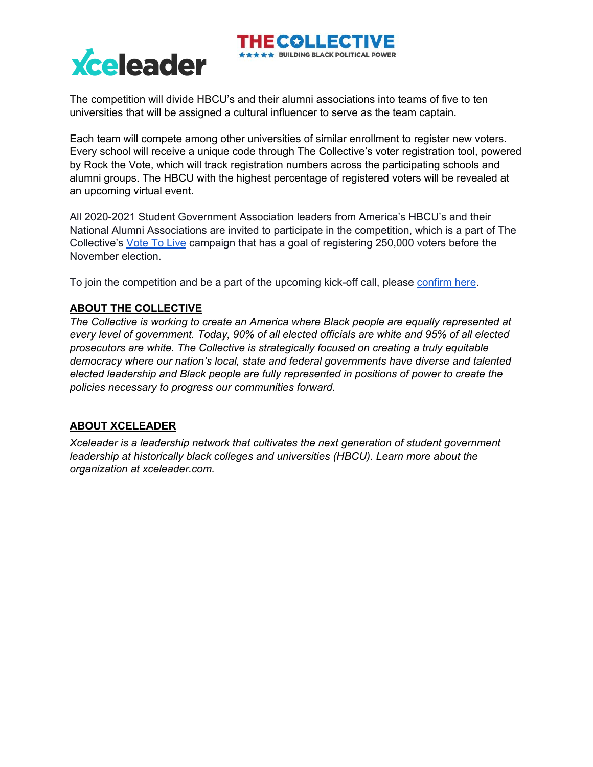The competition will divide HBCU's and their alumni associations into teams of five to ten universities that will be assigned a cultural influencer to serve as the team captain.

Each team will compete among other universities of similar enrollment to register new voters. Every school will receive a unique code through The Collective's voter registration tool, powered by Rock the Vote, which will track registration numbers across the participating schools and alumni groups. The HBCU with the highest percentage of registered voters will be revealed at an upcoming virtual event.

All 2020-2021 Student Government Association leaders from America's HBCU's and their National Alumni Associations are invited to participate in the competition, which is a part of The Collective's Vote To Live campaign that has a goal of registering 250,000 voters before the November election.

To join the competition and be a part of the upcoming kick-off call, please confirm here.

## ABOUT THE COLLECTIVE

*The Collective is working to create an America where Black people are equally represented at every level of government. Today, 90% of all elected officials are white and 95% of all elected prosecutors are white. The Collective is strategically focused on creating a truly equitable democracy where our nation's local, state and federal governments have diverse and talented elected leadership and Black people are fully represented in positions of power to create the policies necessary to progress our communities forward.*

## ABOUT XCELEADER

*Xceleader is a leadership network that cultivates the next generation of student government leadership at historically black colleges and universities (HBCU). Learn more about the organization at xceleader.com.*